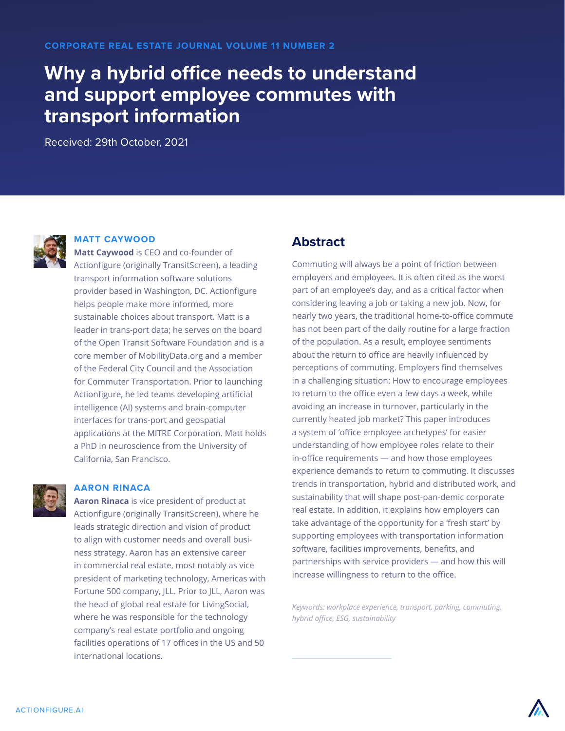CORPORATE REAL ESTATE JOURNAL VOLUME 11 NUMBER 2

# Why a hybrid office needs to understand and support employee commutes with transport information

Received: 29th October, 2021

### MATT CAYWOOD

**Matt Caywood** is CEO and co-founder of Actionfigure (originally TransitScreen), a leading transport information software solutions provider based in Washington, DC. Actionfigure helps people make more informed, more sustainable choices about transport. Matt is a leader in trans-port data; he serves on the board of the Open Transit Software Foundation and is a core member of MobilityData.org and a member of the Federal City Council and the Association for Commuter Transportation. Prior to launching Actionfigure, he led teams developing artificial intelligence (AI) systems and brain-computer interfaces for trans-port and geospatial applications at the MITRE Corporation. Matt holds a PhD in neuroscience from the University of California, San Francisco.

### AARON RINACA

**Aaron Rinaca** is vice president of product at Actionfigure (originally TransitScreen), where he leads strategic direction and vision of product to align with customer needs and overall business strategy. Aaron has an extensive career in commercial real estate, most notably as vice president of marketing technology, Americas with Fortune 500 company, JLL. Prior to JLL, Aaron was the head of global real estate for LivingSocial, where he was responsible for the technology company's real estate portfolio and ongoing facilities operations of 17 offices in the US and 50 international locations.

## Abstract

Commuting will always be a point of friction between employers and employees. It is often cited as the worst part of an employee's day, and as a critical factor when considering leaving a job or taking a new job. Now, for nearly two years, the traditional home-to-office commute has not been part of the daily routine for a large fraction of the population. As a result, employee sentiments about the return to office are heavily influenced by perceptions of commuting. Employers find themselves in a challenging situation: How to encourage employees to return to the office even a few days a week, while avoiding an increase in turnover, particularly in the currently heated job market? This paper introduces a system of 'office employee archetypes' for easier understanding of how employee roles relate to their in-office requirements — and how those employees experience demands to return to commuting. It discusses trends in transportation, hybrid and distributed work, and sustainability that will shape post-pan-demic corporate real estate. In addition, it explains how employers can take advantage of the opportunity for a 'fresh start' by supporting employees with transportation information software, facilities improvements, benefits, and partnerships with service providers — and how this will increase willingness to return to the office.

*Keywords: workplace experience, transport, parking, commuting, hybrid office, ESG, sustainability*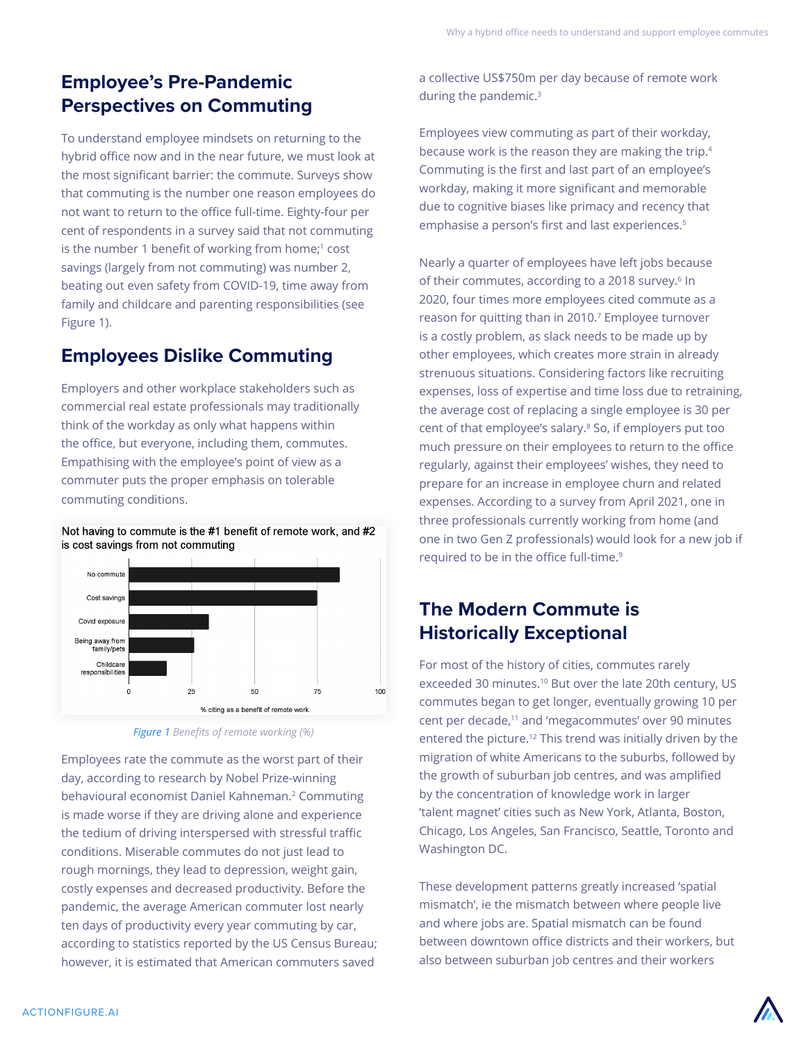## Employee's Pre-Pandemic Perspectives on Commuting

To understand employee mindsets on returning to the hybrid office now and in the near future, we must look at the most significant barrier: the commute. Surveys show that commuting is the number one reason employees do not want to return to the office full-time. Eighty-four per cent of respondents in a survey said that not commuting is the number 1 benefit of working from home;[1] cost savings (largely from not commuting) was number 2, beating out even safety from COVID-19, time away from family and childcare and parenting responsibilities (see Figure 1).

## Employees Dislike Commuting

Employers and other workplace stakeholders such as commercial real estate professionals may traditionally think of the workday as only what happens within the office, but everyone, including them, commutes. Empathising with the employee's point of view as a commuter puts the proper emphasis on tolerable commuting conditions.

Not having to commute is the #1 benefit of remote work, and #2 is cost savings from not commuting

| Benefit | % citing as a benefit of remote work (approx.) |
|---|---|
| No commute | 84 |
| Cost savings | 75 |
| Covid exposure | 32 |
| Being away from family/pets | 26 |
| Childcare responsibilities | 15 |

*Figure 1 Benefits of remote working (%)*

Employees rate the commute as the worst part of their day, according to research by Nobel Prize-winning behavioural economist Daniel Kahneman.[2] Commuting is made worse if they are driving alone and experience the tedium of driving interspersed with stressful traffic conditions. Miserable commutes do not just lead to rough mornings, they lead to depression, weight gain, costly expenses and decreased productivity. Before the pandemic, the average American commuter lost nearly ten days of productivity every year commuting by car, according to statistics reported by the US Census Bureau; however, it is estimated that American commuters saved a collective US$750m per day because of remote work during the pandemic.[3]

Employees view commuting as part of their workday, because work is the reason they are making the trip.[4] Commuting is the first and last part of an employee's workday, making it more significant and memorable due to cognitive biases like primacy and recency that emphasise a person's first and last experiences.[5]

Nearly a quarter of employees have left jobs because of their commutes, according to a 2018 survey.[6] In 2020, four times more employees cited commute as a reason for quitting than in 2010.[7] Employee turnover is a costly problem, as slack needs to be made up by other employees, which creates more strain in already strenuous situations. Considering factors like recruiting expenses, loss of expertise and time loss due to retraining, the average cost of replacing a single employee is 30 per cent of that employee's salary.[8] So, if employers put too much pressure on their employees to return to the office regularly, against their employees' wishes, they need to prepare for an increase in employee churn and related expenses. According to a survey from April 2021, one in three professionals currently working from home (and one in two Gen Z professionals) would look for a new job if required to be in the office full-time.[9]

## The Modern Commute is Historically Exceptional

For most of the history of cities, commutes rarely exceeded 30 minutes.[10] But over the late 20th century, US commutes began to get longer, eventually growing 10 per cent per decade,[11] and 'megacommutes' over 90 minutes entered the picture.[12] This trend was initially driven by the migration of white Americans to the suburbs, followed by the growth of suburban job centres, and was amplified by the concentration of knowledge work in larger 'talent magnet' cities such as New York, Atlanta, Boston, Chicago, Los Angeles, San Francisco, Seattle, Toronto and Washington DC.

These development patterns greatly increased 'spatial mismatch', ie the mismatch between where people live and where jobs are. Spatial mismatch can be found between downtown office districts and their workers, but also between suburban job centres and their workers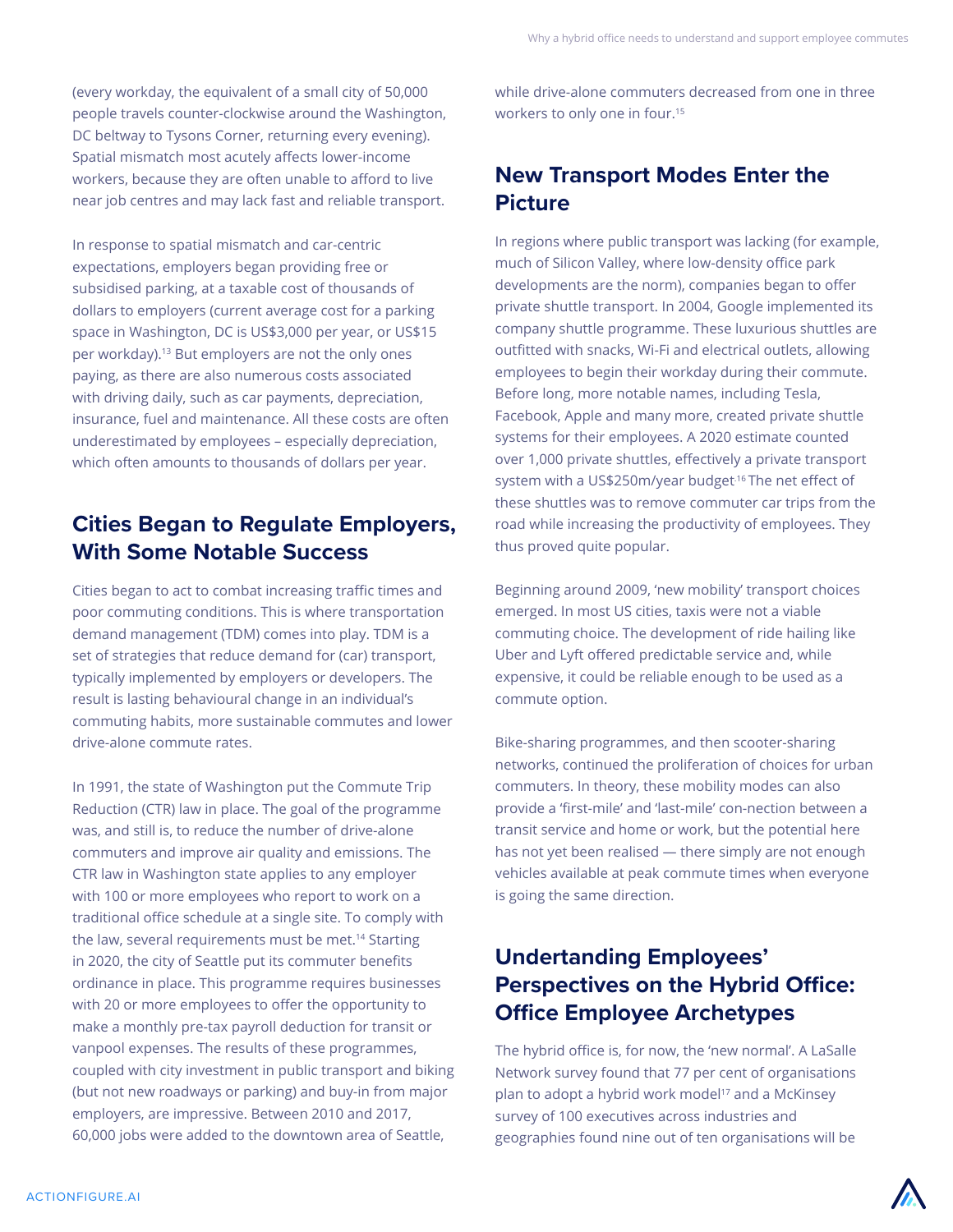(every workday, the equivalent of a small city of 50,000 people travels counter-clockwise around the Washington, DC beltway to Tysons Corner, returning every evening). Spatial mismatch most acutely affects lower-income workers, because they are often unable to afford to live near job centres and may lack fast and reliable transport.

In response to spatial mismatch and car-centric expectations, employers began providing free or subsidised parking, at a taxable cost of thousands of dollars to employers (current average cost for a parking space in Washington, DC is US$3,000 per year, or US$15 per workday).[13] But employers are not the only ones paying, as there are also numerous costs associated with driving daily, such as car payments, depreciation, insurance, fuel and maintenance. All these costs are often underestimated by employees – especially depreciation, which often amounts to thousands of dollars per year.

## Cities Began to Regulate Employers, With Some Notable Success

Cities began to act to combat increasing traffic times and poor commuting conditions. This is where transportation demand management (TDM) comes into play. TDM is a set of strategies that reduce demand for (car) transport, typically implemented by employers or developers. The result is lasting behavioural change in an individual's commuting habits, more sustainable commutes and lower drive-alone commute rates.

In 1991, the state of Washington put the Commute Trip Reduction (CTR) law in place. The goal of the programme was, and still is, to reduce the number of drive-alone commuters and improve air quality and emissions. The CTR law in Washington state applies to any employer with 100 or more employees who report to work on a traditional office schedule at a single site. To comply with the law, several requirements must be met.[14] Starting in 2020, the city of Seattle put its commuter benefits ordinance in place. This programme requires businesses with 20 or more employees to offer the opportunity to make a monthly pre-tax payroll deduction for transit or vanpool expenses. The results of these programmes, coupled with city investment in public transport and biking (but not new roadways or parking) and buy-in from major employers, are impressive. Between 2010 and 2017, 60,000 jobs were added to the downtown area of Seattle, while drive-alone commuters decreased from one in three workers to only one in four.[15]

## New Transport Modes Enter the Picture

In regions where public transport was lacking (for example, much of Silicon Valley, where low-density office park developments are the norm), companies began to offer private shuttle transport. In 2004, Google implemented its company shuttle programme. These luxurious shuttles are outfitted with snacks, Wi-Fi and electrical outlets, allowing employees to begin their workday during their commute. Before long, more notable names, including Tesla, Facebook, Apple and many more, created private shuttle systems for their employees. A 2020 estimate counted over 1,000 private shuttles, effectively a private transport system with a US$250m/year budget.[16] The net effect of these shuttles was to remove commuter car trips from the road while increasing the productivity of employees. They thus proved quite popular.

Beginning around 2009, 'new mobility' transport choices emerged. In most US cities, taxis were not a viable commuting choice. The development of ride hailing like Uber and Lyft offered predictable service and, while expensive, it could be reliable enough to be used as a commute option.

Bike-sharing programmes, and then scooter-sharing networks, continued the proliferation of choices for urban commuters. In theory, these mobility modes can also provide a 'first-mile' and 'last-mile' con-nection between a transit service and home or work, but the potential here has not yet been realised — there simply are not enough vehicles available at peak commute times when everyone is going the same direction.

## Undertanding Employees' Perspectives on the Hybrid Office: Office Employee Archetypes

The hybrid office is, for now, the 'new normal'. A LaSalle Network survey found that 77 per cent of organisations plan to adopt a hybrid work model[17] and a McKinsey survey of 100 executives across industries and geographies found nine out of ten organisations will be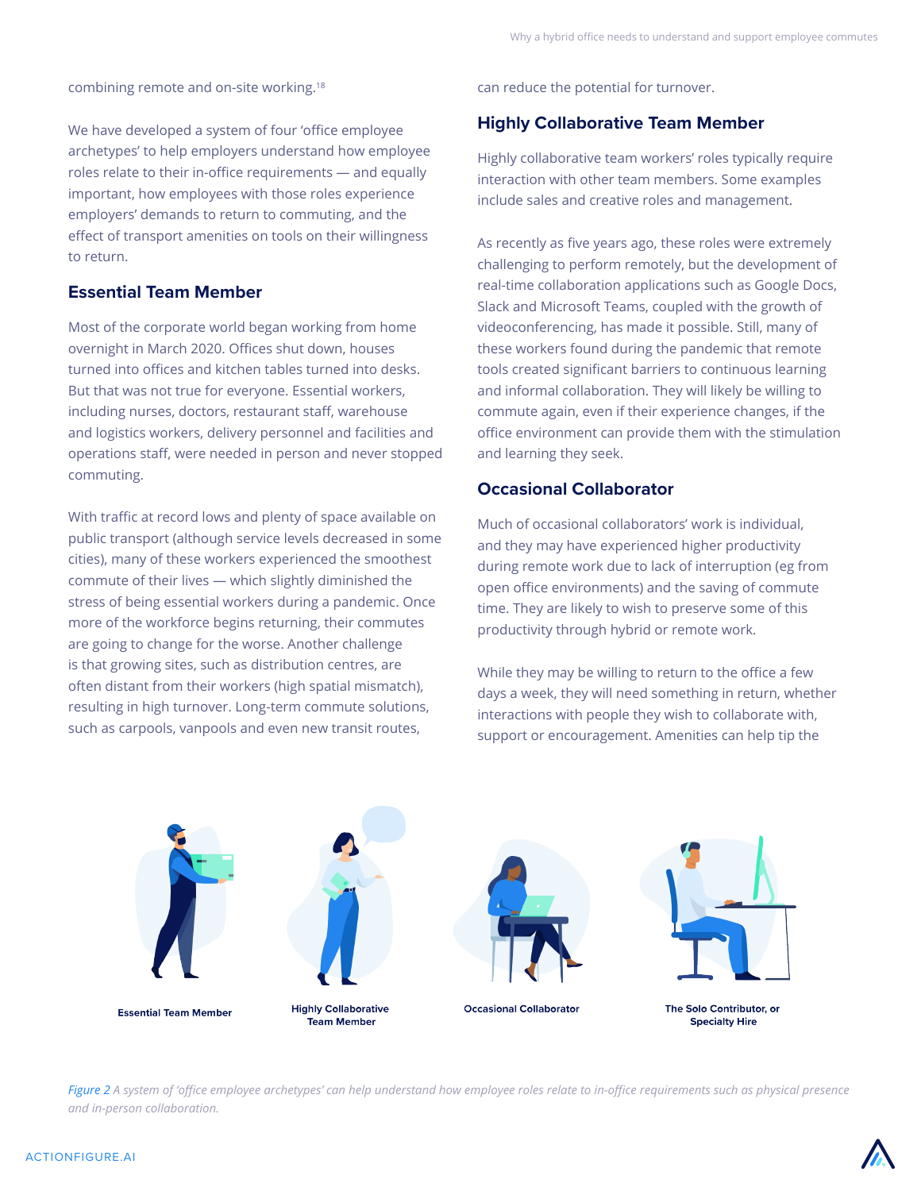combining remote and on-site working.[18]

We have developed a system of four 'office employee archetypes' to help employers understand how employee roles relate to their in-office requirements — and equally important, how employees with those roles experience employers' demands to return to commuting, and the effect of transport amenities on tools on their willingness to return.

## Essential Team Member

Most of the corporate world began working from home overnight in March 2020. Offices shut down, houses turned into offices and kitchen tables turned into desks. But that was not true for everyone. Essential workers, including nurses, doctors, restaurant staff, warehouse and logistics workers, delivery personnel and facilities and operations staff, were needed in person and never stopped commuting.

With traffic at record lows and plenty of space available on public transport (although service levels decreased in some cities), many of these workers experienced the smoothest commute of their lives — which slightly diminished the stress of being essential workers during a pandemic. Once more of the workforce begins returning, their commutes are going to change for the worse. Another challenge is that growing sites, such as distribution centres, are often distant from their workers (high spatial mismatch), resulting in high turnover. Long-term commute solutions, such as carpools, vanpools and even new transit routes, can reduce the potential for turnover.

## Highly Collaborative Team Member

Highly collaborative team workers' roles typically require interaction with other team members. Some examples include sales and creative roles and management.

As recently as five years ago, these roles were extremely challenging to perform remotely, but the development of real-time collaboration applications such as Google Docs, Slack and Microsoft Teams, coupled with the growth of videoconferencing, has made it possible. Still, many of these workers found during the pandemic that remote tools created significant barriers to continuous learning and informal collaboration. They will likely be willing to commute again, even if their experience changes, if the office environment can provide them with the stimulation and learning they seek.

## Occasional Collaborator

Much of occasional collaborators' work is individual, and they may have experienced higher productivity during remote work due to lack of interruption (eg from open office environments) and the saving of commute time. They are likely to wish to preserve some of this productivity through hybrid or remote work.

While they may be willing to return to the office a few days a week, they will need something in return, whether interactions with people they wish to collaborate with, support or encouragement. Amenities can help tip the

Essential Team Member | Highly Collaborative Team Member | Occasional Collaborator | The Solo Contributor, or Specialty Hire

*Figure 2 A system of 'office employee archetypes' can help understand how employee roles relate to in-office requirements such as physical presence and in-person collaboration.*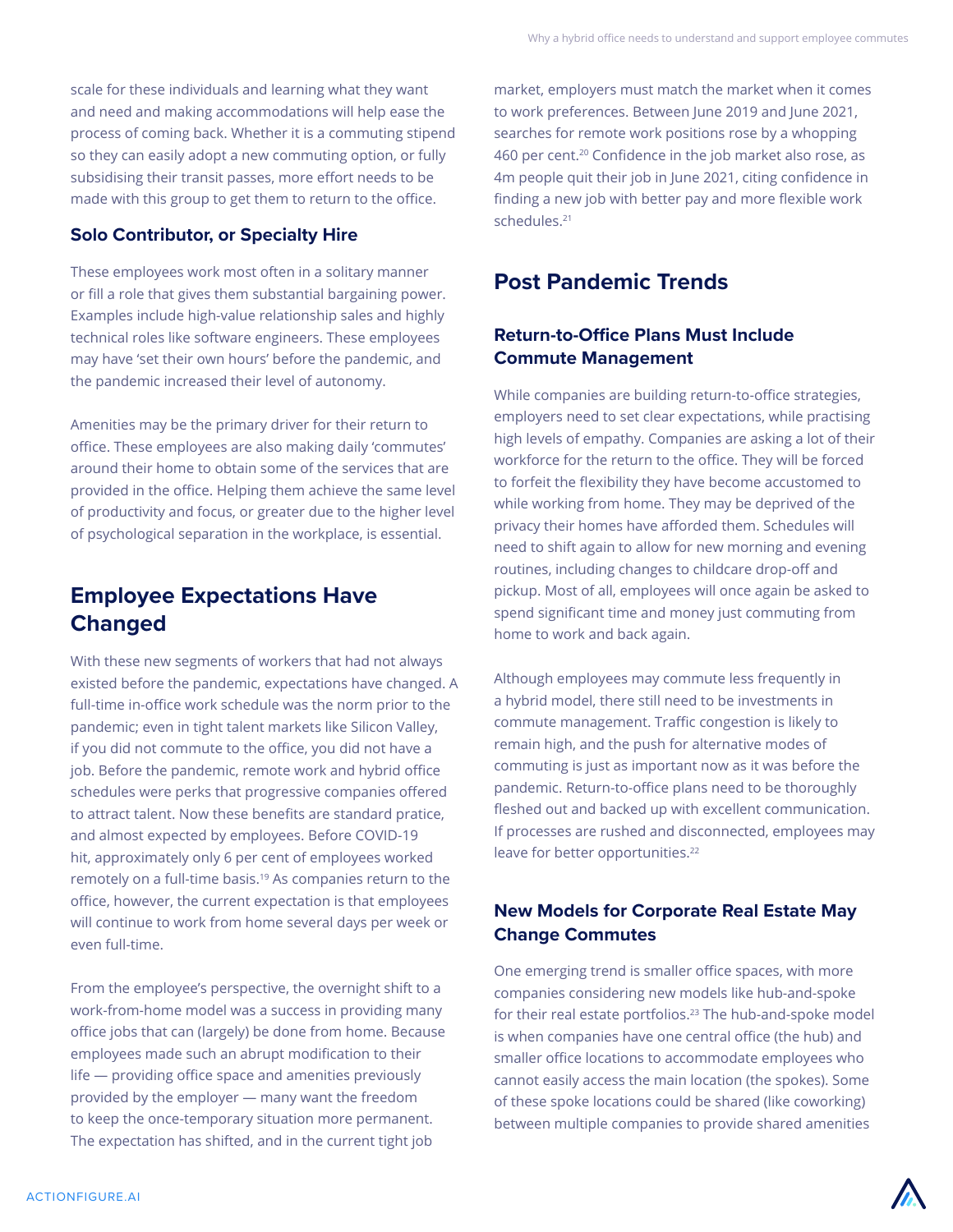scale for these individuals and learning what they want and need and making accommodations will help ease the process of coming back. Whether it is a commuting stipend so they can easily adopt a new commuting option, or fully subsidising their transit passes, more effort needs to be made with this group to get them to return to the office.

### Solo Contributor, or Specialty Hire

These employees work most often in a solitary manner or fill a role that gives them substantial bargaining power. Examples include high-value relationship sales and highly technical roles like software engineers. These employees may have 'set their own hours' before the pandemic, and the pandemic increased their level of autonomy.

Amenities may be the primary driver for their return to office. These employees are also making daily 'commutes' around their home to obtain some of the services that are provided in the office. Helping them achieve the same level of productivity and focus, or greater due to the higher level of psychological separation in the workplace, is essential.

## Employee Expectations Have Changed

With these new segments of workers that had not always existed before the pandemic, expectations have changed. A full-time in-office work schedule was the norm prior to the pandemic; even in tight talent markets like Silicon Valley, if you did not commute to the office, you did not have a job. Before the pandemic, remote work and hybrid office schedules were perks that progressive companies offered to attract talent. Now these benefits are standard pratice, and almost expected by employees. Before COVID-19 hit, approximately only 6 per cent of employees worked remotely on a full-time basis.[19] As companies return to the office, however, the current expectation is that employees will continue to work from home several days per week or even full-time.

From the employee's perspective, the overnight shift to a work-from-home model was a success in providing many office jobs that can (largely) be done from home. Because employees made such an abrupt modification to their life — providing office space and amenities previously provided by the employer — many want the freedom to keep the once-temporary situation more permanent. The expectation has shifted, and in the current tight job market, employers must match the market when it comes to work preferences. Between June 2019 and June 2021, searches for remote work positions rose by a whopping 460 per cent.[20] Confidence in the job market also rose, as 4m people quit their job in June 2021, citing confidence in finding a new job with better pay and more flexible work schedules.[21]

## Post Pandemic Trends

### Return-to-Office Plans Must Include Commute Management

While companies are building return-to-office strategies, employers need to set clear expectations, while practising high levels of empathy. Companies are asking a lot of their workforce for the return to the office. They will be forced to forfeit the flexibility they have become accustomed to while working from home. They may be deprived of the privacy their homes have afforded them. Schedules will need to shift again to allow for new morning and evening routines, including changes to childcare drop-off and pickup. Most of all, employees will once again be asked to spend significant time and money just commuting from home to work and back again.

Although employees may commute less frequently in a hybrid model, there still need to be investments in commute management. Traffic congestion is likely to remain high, and the push for alternative modes of commuting is just as important now as it was before the pandemic. Return-to-office plans need to be thoroughly fleshed out and backed up with excellent communication. If processes are rushed and disconnected, employees may leave for better opportunities.[22]

### New Models for Corporate Real Estate May Change Commutes

One emerging trend is smaller office spaces, with more companies considering new models like hub-and-spoke for their real estate portfolios.[23] The hub-and-spoke model is when companies have one central office (the hub) and smaller office locations to accommodate employees who cannot easily access the main location (the spokes). Some of these spoke locations could be shared (like coworking) between multiple companies to provide shared amenities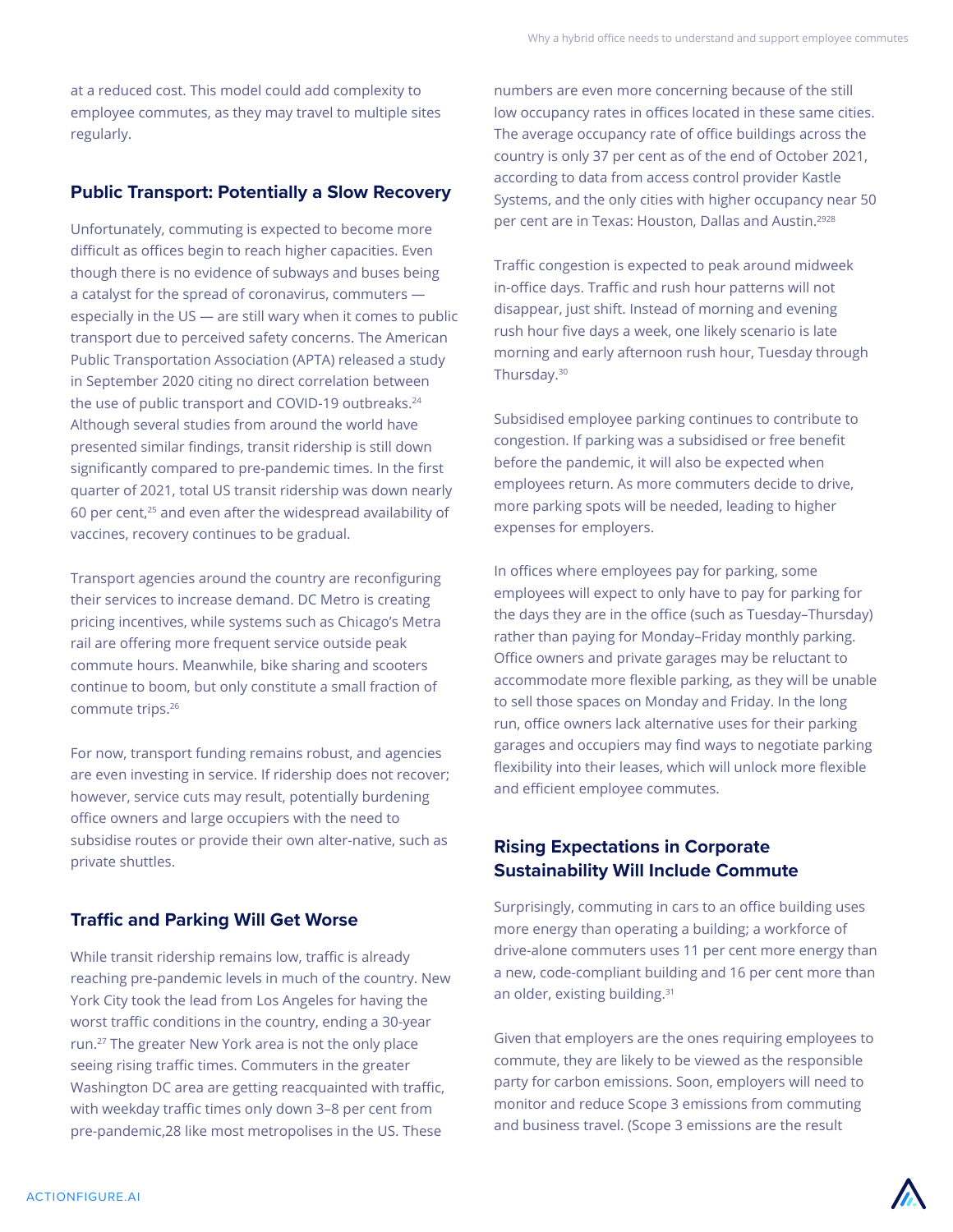at a reduced cost. This model could add complexity to employee commutes, as they may travel to multiple sites regularly.

### Public Transport: Potentially a Slow Recovery

Unfortunately, commuting is expected to become more difficult as offices begin to reach higher capacities. Even though there is no evidence of subways and buses being a catalyst for the spread of coronavirus, commuters — especially in the US — are still wary when it comes to public transport due to perceived safety concerns. The American Public Transportation Association (APTA) released a study in September 2020 citing no direct correlation between the use of public transport and COVID-19 outbreaks.[24] Although several studies from around the world have presented similar findings, transit ridership is still down significantly compared to pre-pandemic times. In the first quarter of 2021, total US transit ridership was down nearly 60 per cent,[25] and even after the widespread availability of vaccines, recovery continues to be gradual.

Transport agencies around the country are reconfiguring their services to increase demand. DC Metro is creating pricing incentives, while systems such as Chicago's Metra rail are offering more frequent service outside peak commute hours. Meanwhile, bike sharing and scooters continue to boom, but only constitute a small fraction of commute trips.[26]

For now, transport funding remains robust, and agencies are even investing in service. If ridership does not recover; however, service cuts may result, potentially burdening office owners and large occupiers with the need to subsidise routes or provide their own alter-native, such as private shuttles.

### Traffic and Parking Will Get Worse

While transit ridership remains low, traffic is already reaching pre-pandemic levels in much of the country. New York City took the lead from Los Angeles for having the worst traffic conditions in the country, ending a 30-year run.[27] The greater New York area is not the only place seeing rising traffic times. Commuters in the greater Washington DC area are getting reacquainted with traffic, with weekday traffic times only down 3–8 per cent from pre-pandemic,28 like most metropolises in the US. These numbers are even more concerning because of the still low occupancy rates in offices located in these same cities. The average occupancy rate of office buildings across the country is only 37 per cent as of the end of October 2021, according to data from access control provider Kastle Systems, and the only cities with higher occupancy near 50 per cent are in Texas: Houston, Dallas and Austin.[2928]

Traffic congestion is expected to peak around midweek in-office days. Traffic and rush hour patterns will not disappear, just shift. Instead of morning and evening rush hour five days a week, one likely scenario is late morning and early afternoon rush hour, Tuesday through Thursday.[30]

Subsidised employee parking continues to contribute to congestion. If parking was a subsidised or free benefit before the pandemic, it will also be expected when employees return. As more commuters decide to drive, more parking spots will be needed, leading to higher expenses for employers.

In offices where employees pay for parking, some employees will expect to only have to pay for parking for the days they are in the office (such as Tuesday–Thursday) rather than paying for Monday–Friday monthly parking. Office owners and private garages may be reluctant to accommodate more flexible parking, as they will be unable to sell those spaces on Monday and Friday. In the long run, office owners lack alternative uses for their parking garages and occupiers may find ways to negotiate parking flexibility into their leases, which will unlock more flexible and efficient employee commutes.

### Rising Expectations in Corporate Sustainability Will Include Commute

Surprisingly, commuting in cars to an office building uses more energy than operating a building; a workforce of drive-alone commuters uses 11 per cent more energy than a new, code-compliant building and 16 per cent more than an older, existing building.[31]

Given that employers are the ones requiring employees to commute, they are likely to be viewed as the responsible party for carbon emissions. Soon, employers will need to monitor and reduce Scope 3 emissions from commuting and business travel. (Scope 3 emissions are the result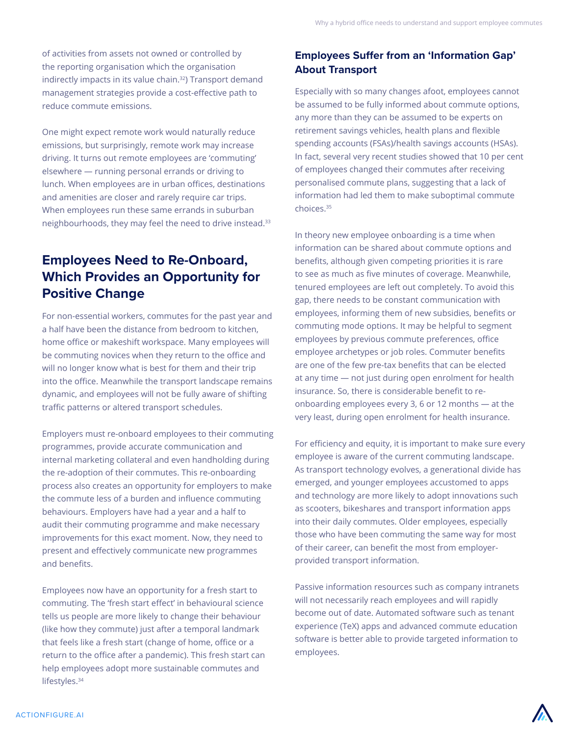of activities from assets not owned or controlled by the reporting organisation which the organisation indirectly impacts in its value chain.[32]) Transport demand management strategies provide a cost-effective path to reduce commute emissions.

One might expect remote work would naturally reduce emissions, but surprisingly, remote work may increase driving. It turns out remote employees are 'commuting' elsewhere — running personal errands or driving to lunch. When employees are in urban offices, destinations and amenities are closer and rarely require car trips. When employees run these same errands in suburban neighbourhoods, they may feel the need to drive instead.[33]

## Employees Need to Re-Onboard, Which Provides an Opportunity for Positive Change

For non-essential workers, commutes for the past year and a half have been the distance from bedroom to kitchen, home office or makeshift workspace. Many employees will be commuting novices when they return to the office and will no longer know what is best for them and their trip into the office. Meanwhile the transport landscape remains dynamic, and employees will not be fully aware of shifting traffic patterns or altered transport schedules.

Employers must re-onboard employees to their commuting programmes, provide accurate communication and internal marketing collateral and even handholding during the re-adoption of their commutes. This re-onboarding process also creates an opportunity for employers to make the commute less of a burden and influence commuting behaviours. Employers have had a year and a half to audit their commuting programme and make necessary improvements for this exact moment. Now, they need to present and effectively communicate new programmes and benefits.

Employees now have an opportunity for a fresh start to commuting. The 'fresh start effect' in behavioural science tells us people are more likely to change their behaviour (like how they commute) just after a temporal landmark that feels like a fresh start (change of home, office or a return to the office after a pandemic). This fresh start can help employees adopt more sustainable commutes and lifestyles.[34]

### Employees Suffer from an 'Information Gap' About Transport

Especially with so many changes afoot, employees cannot be assumed to be fully informed about commute options, any more than they can be assumed to be experts on retirement savings vehicles, health plans and flexible spending accounts (FSAs)/health savings accounts (HSAs). In fact, several very recent studies showed that 10 per cent of employees changed their commutes after receiving personalised commute plans, suggesting that a lack of information had led them to make suboptimal commute choices.[35]

In theory new employee onboarding is a time when information can be shared about commute options and benefits, although given competing priorities it is rare to see as much as five minutes of coverage. Meanwhile, tenured employees are left out completely. To avoid this gap, there needs to be constant communication with employees, informing them of new subsidies, benefits or commuting mode options. It may be helpful to segment employees by previous commute preferences, office employee archetypes or job roles. Commuter benefits are one of the few pre-tax benefits that can be elected at any time — not just during open enrolment for health insurance. So, there is considerable benefit to re-onboarding employees every 3, 6 or 12 months — at the very least, during open enrolment for health insurance.

For efficiency and equity, it is important to make sure every employee is aware of the current commuting landscape. As transport technology evolves, a generational divide has emerged, and younger employees accustomed to apps and technology are more likely to adopt innovations such as scooters, bikeshares and transport information apps into their daily commutes. Older employees, especially those who have been commuting the same way for most of their career, can benefit the most from employer-provided transport information.

Passive information resources such as company intranets will not necessarily reach employees and will rapidly become out of date. Automated software such as tenant experience (TeX) apps and advanced commute education software is better able to provide targeted information to employees.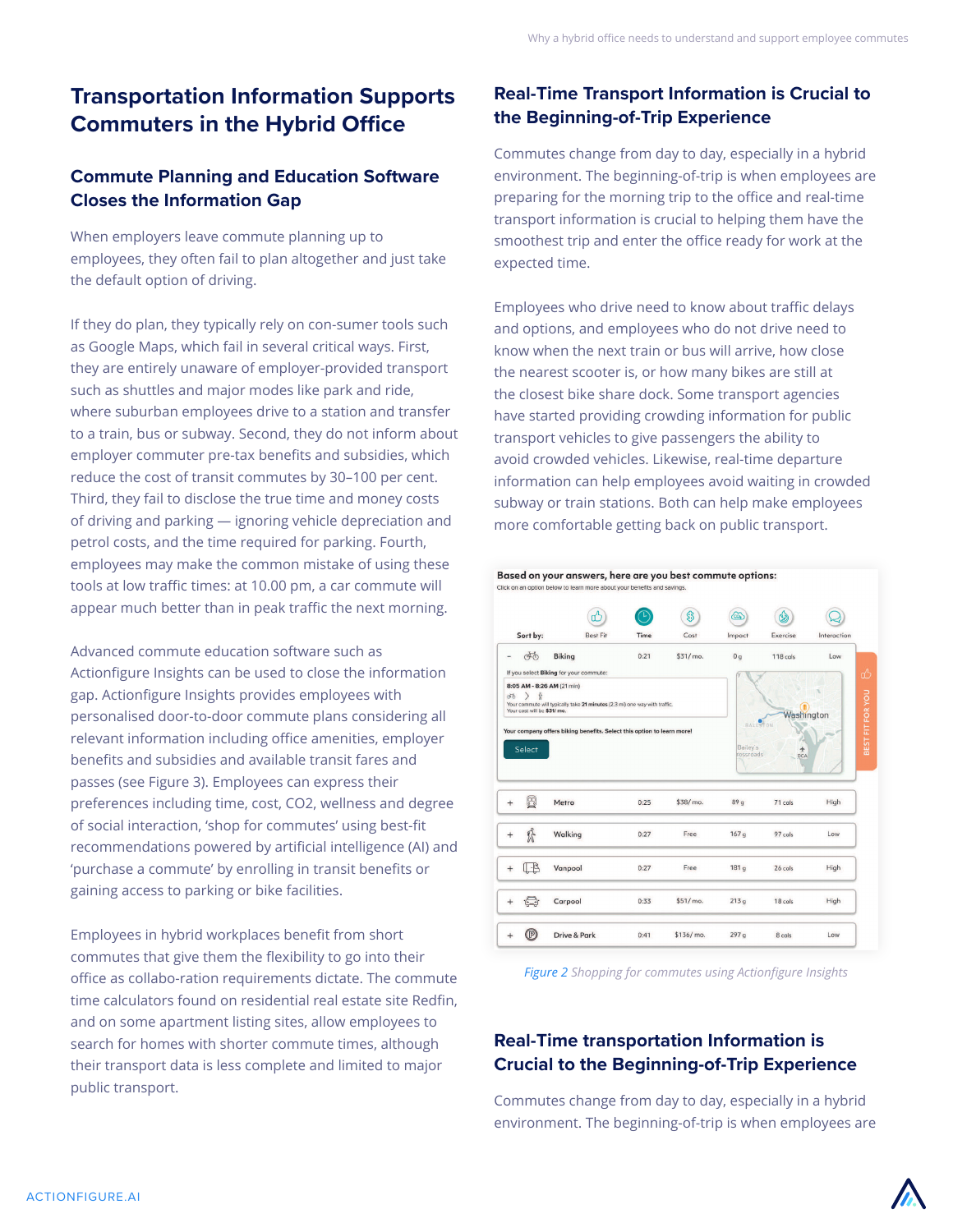# Transportation Information Supports Commuters in the Hybrid Office

## Commute Planning and Education Software Closes the Information Gap

When employers leave commute planning up to employees, they often fail to plan altogether and just take the default option of driving.

If they do plan, they typically rely on con-sumer tools such as Google Maps, which fail in several critical ways. First, they are entirely unaware of employer-provided transport such as shuttles and major modes like park and ride, where suburban employees drive to a station and transfer to a train, bus or subway. Second, they do not inform about employer commuter pre-tax benefits and subsidies, which reduce the cost of transit commutes by 30–100 per cent. Third, they fail to disclose the true time and money costs of driving and parking — ignoring vehicle depreciation and petrol costs, and the time required for parking. Fourth, employees may make the common mistake of using these tools at low traffic times: at 10.00 pm, a car commute will appear much better than in peak traffic the next morning.

Advanced commute education software such as Actionfigure Insights can be used to close the information gap. Actionfigure Insights provides employees with personalised door-to-door commute plans considering all relevant information including office amenities, employer benefits and subsidies and available transit fares and passes (see Figure 3). Employees can express their preferences including time, cost, CO2, wellness and degree of social interaction, 'shop for commutes' using best-fit recommendations powered by artificial intelligence (AI) and 'purchase a commute' by enrolling in transit benefits or gaining access to parking or bike facilities.

Employees in hybrid workplaces benefit from short commutes that give them the flexibility to go into their office as collabo-ration requirements dictate. The commute time calculators found on residential real estate site Redfin, and on some apartment listing sites, allow employees to search for homes with shorter commute times, although their transport data is less complete and limited to major public transport.

## Real-Time Transport Information is Crucial to the Beginning-of-Trip Experience

Commutes change from day to day, especially in a hybrid environment. The beginning-of-trip is when employees are preparing for the morning trip to the office and real-time transport information is crucial to helping them have the smoothest trip and enter the office ready for work at the expected time.

Employees who drive need to know about traffic delays and options, and employees who do not drive need to know when the next train or bus will arrive, how close the nearest scooter is, or how many bikes are still at the closest bike share dock. Some transport agencies have started providing crowding information for public transport vehicles to give passengers the ability to avoid crowded vehicles. Likewise, real-time departure information can help employees avoid waiting in crowded subway or train stations. Both can help make employees more comfortable getting back on public transport.

Based on your answers, here are you best commute options:

Click on an option below to learn more about your benefits and savings.

| Sort by: | Best Fit | Time | Cost | Impact | Exercise | Interaction |
|---|---|---|---|---|---|---|
| Biking | | 0:21 | $31/mo. | 0 g | 118 cals | Low |
| Metro | | 0:25 | $38/mo. | 89 g | 71 cals | High |
| Walking | | 0:27 | Free | 167 g | 97 cals | Low |
| Vanpool | | 0:27 | Free | 181 g | 26 cals | High |
| Carpool | | 0:33 | $51/mo. | 213 g | 18 cals | High |
| Drive & Park | | 0:41 | $136/mo. | 297 g | 8 cals | Low |

If you select Biking for your commute: 8:05 AM - 8:26 AM (21 min). Your commute will typically take 21 minutes (2.3 mi) one way with traffic. Your cost will be $31/mo.

Your company offers biking benefits. Select this option to learn more! Select

BEST FIT FOR YOU

*Figure 2 Shopping for commutes using Actionfigure Insights*

## Real-Time transportation Information is Crucial to the Beginning-of-Trip Experience

Commutes change from day to day, especially in a hybrid environment. The beginning-of-trip is when employees are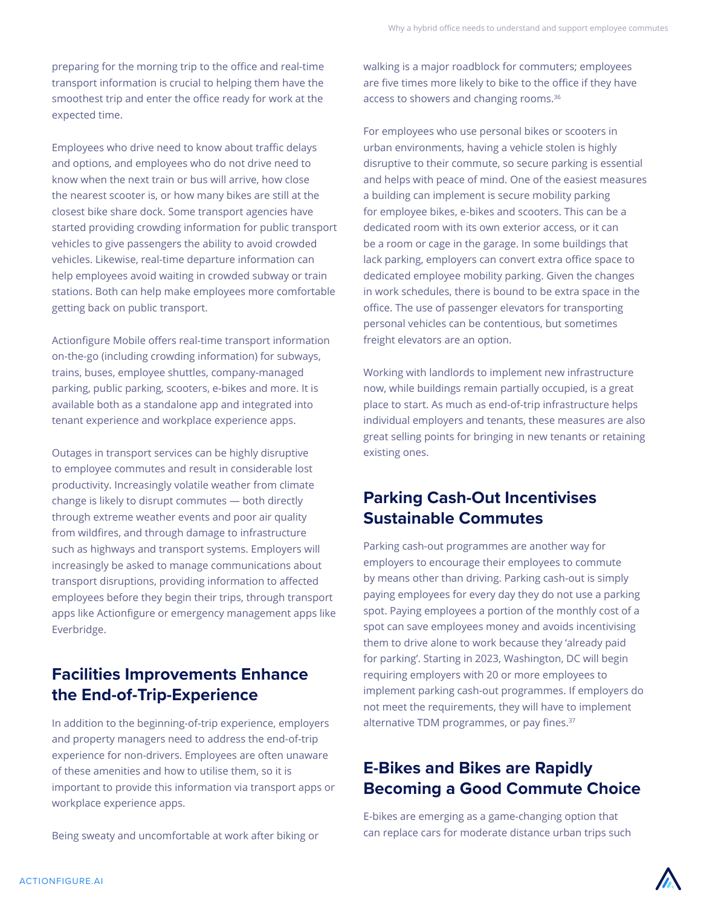preparing for the morning trip to the office and real-time transport information is crucial to helping them have the smoothest trip and enter the office ready for work at the expected time.

Employees who drive need to know about traffic delays and options, and employees who do not drive need to know when the next train or bus will arrive, how close the nearest scooter is, or how many bikes are still at the closest bike share dock. Some transport agencies have started providing crowding information for public transport vehicles to give passengers the ability to avoid crowded vehicles. Likewise, real-time departure information can help employees avoid waiting in crowded subway or train stations. Both can help make employees more comfortable getting back on public transport.

Actionfigure Mobile offers real-time transport information on-the-go (including crowding information) for subways, trains, buses, employee shuttles, company-managed parking, public parking, scooters, e-bikes and more. It is available both as a standalone app and integrated into tenant experience and workplace experience apps.

Outages in transport services can be highly disruptive to employee commutes and result in considerable lost productivity. Increasingly volatile weather from climate change is likely to disrupt commutes — both directly through extreme weather events and poor air quality from wildfires, and through damage to infrastructure such as highways and transport systems. Employers will increasingly be asked to manage communications about transport disruptions, providing information to affected employees before they begin their trips, through transport apps like Actionfigure or emergency management apps like Everbridge.

## Facilities Improvements Enhance the End-of-Trip-Experience

In addition to the beginning-of-trip experience, employers and property managers need to address the end-of-trip experience for non-drivers. Employees are often unaware of these amenities and how to utilise them, so it is important to provide this information via transport apps or workplace experience apps.

Being sweaty and uncomfortable at work after biking or walking is a major roadblock for commuters; employees are five times more likely to bike to the office if they have access to showers and changing rooms.[36]

For employees who use personal bikes or scooters in urban environments, having a vehicle stolen is highly disruptive to their commute, so secure parking is essential and helps with peace of mind. One of the easiest measures a building can implement is secure mobility parking for employee bikes, e-bikes and scooters. This can be a dedicated room with its own exterior access, or it can be a room or cage in the garage. In some buildings that lack parking, employers can convert extra office space to dedicated employee mobility parking. Given the changes in work schedules, there is bound to be extra space in the office. The use of passenger elevators for transporting personal vehicles can be contentious, but sometimes freight elevators are an option.

Working with landlords to implement new infrastructure now, while buildings remain partially occupied, is a great place to start. As much as end-of-trip infrastructure helps individual employers and tenants, these measures are also great selling points for bringing in new tenants or retaining existing ones.

## Parking Cash-Out Incentivises Sustainable Commutes

Parking cash-out programmes are another way for employers to encourage their employees to commute by means other than driving. Parking cash-out is simply paying employees for every day they do not use a parking spot. Paying employees a portion of the monthly cost of a spot can save employees money and avoids incentivising them to drive alone to work because they 'already paid for parking'. Starting in 2023, Washington, DC will begin requiring employers with 20 or more employees to implement parking cash-out programmes. If employers do not meet the requirements, they will have to implement alternative TDM programmes, or pay fines.[37]

## E-Bikes and Bikes are Rapidly Becoming a Good Commute Choice

E-bikes are emerging as a game-changing option that can replace cars for moderate distance urban trips such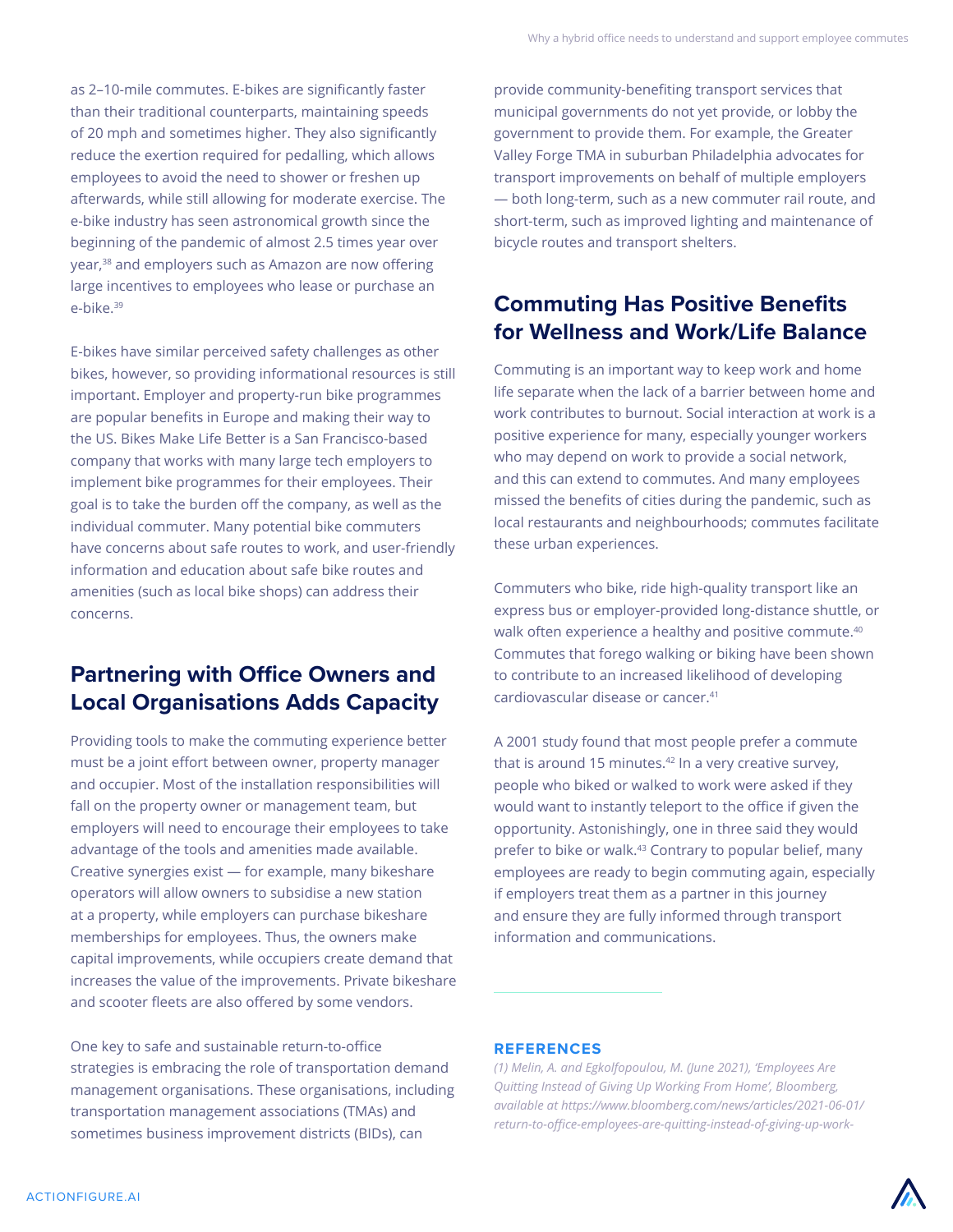as 2–10-mile commutes. E-bikes are significantly faster than their traditional counterparts, maintaining speeds of 20 mph and sometimes higher. They also significantly reduce the exertion required for pedalling, which allows employees to avoid the need to shower or freshen up afterwards, while still allowing for moderate exercise. The e-bike industry has seen astronomical growth since the beginning of the pandemic of almost 2.5 times year over year,[38] and employers such as Amazon are now offering large incentives to employees who lease or purchase an e-bike.[39]

E-bikes have similar perceived safety challenges as other bikes, however, so providing informational resources is still important. Employer and property-run bike programmes are popular benefits in Europe and making their way to the US. Bikes Make Life Better is a San Francisco-based company that works with many large tech employers to implement bike programmes for their employees. Their goal is to take the burden off the company, as well as the individual commuter. Many potential bike commuters have concerns about safe routes to work, and user-friendly information and education about safe bike routes and amenities (such as local bike shops) can address their concerns.

## Partnering with Office Owners and Local Organisations Adds Capacity

Providing tools to make the commuting experience better must be a joint effort between owner, property manager and occupier. Most of the installation responsibilities will fall on the property owner or management team, but employers will need to encourage their employees to take advantage of the tools and amenities made available. Creative synergies exist — for example, many bikeshare operators will allow owners to subsidise a new station at a property, while employers can purchase bikeshare memberships for employees. Thus, the owners make capital improvements, while occupiers create demand that increases the value of the improvements. Private bikeshare and scooter fleets are also offered by some vendors.

One key to safe and sustainable return-to-office strategies is embracing the role of transportation demand management organisations. These organisations, including transportation management associations (TMAs) and sometimes business improvement districts (BIDs), can provide community-benefiting transport services that municipal governments do not yet provide, or lobby the government to provide them. For example, the Greater Valley Forge TMA in suburban Philadelphia advocates for transport improvements on behalf of multiple employers — both long-term, such as a new commuter rail route, and short-term, such as improved lighting and maintenance of bicycle routes and transport shelters.

## Commuting Has Positive Benefits for Wellness and Work/Life Balance

Commuting is an important way to keep work and home life separate when the lack of a barrier between home and work contributes to burnout. Social interaction at work is a positive experience for many, especially younger workers who may depend on work to provide a social network, and this can extend to commutes. And many employees missed the benefits of cities during the pandemic, such as local restaurants and neighbourhoods; commutes facilitate these urban experiences.

Commuters who bike, ride high-quality transport like an express bus or employer-provided long-distance shuttle, or walk often experience a healthy and positive commute.[40] Commutes that forego walking or biking have been shown to contribute to an increased likelihood of developing cardiovascular disease or cancer.[41]

A 2001 study found that most people prefer a commute that is around 15 minutes.[42] In a very creative survey, people who biked or walked to work were asked if they would want to instantly teleport to the office if given the opportunity. Astonishingly, one in three said they would prefer to bike or walk.[43] Contrary to popular belief, many employees are ready to begin commuting again, especially if employers treat them as a partner in this journey and ensure they are fully informed through transport information and communications.

### REFERENCES

*(1) Melin, A. and Egkolfopoulou, M. (June 2021), 'Employees Are Quitting Instead of Giving Up Working From Home', Bloomberg, available at https://www.bloomberg.com/news/articles/2021-06-01/return-to-office-employees-are-quitting-instead-of-giving-up-work-*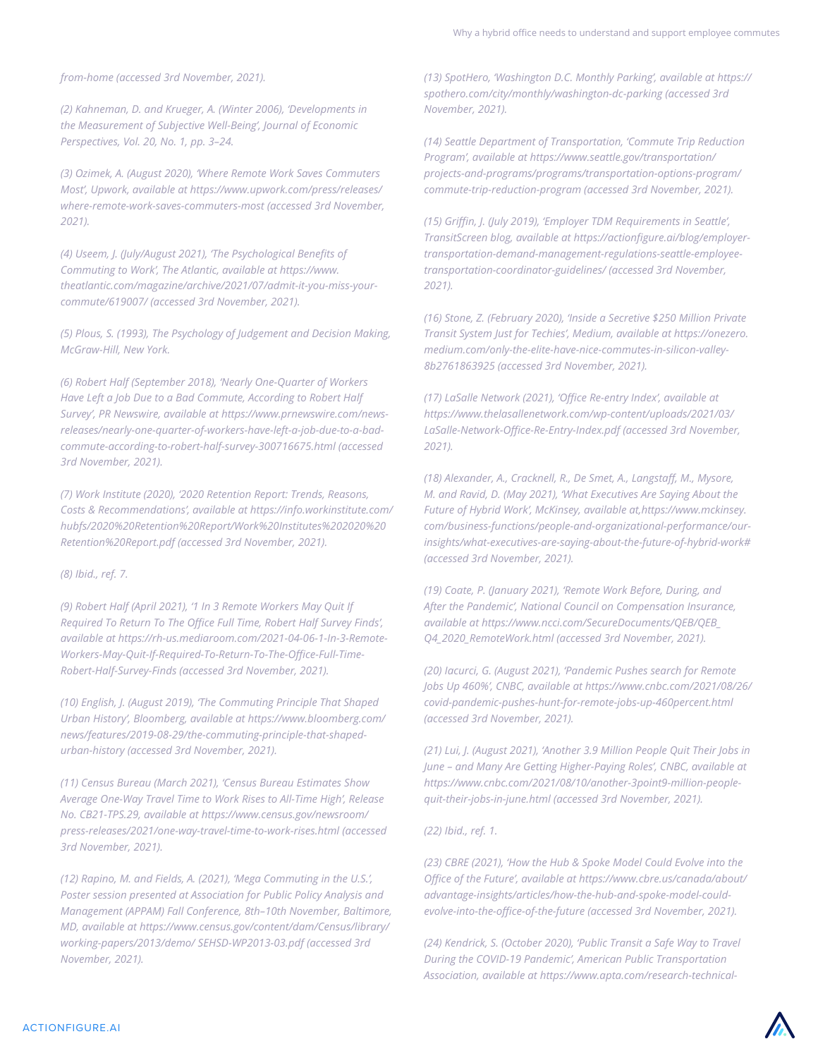*from-home (accessed 3rd November, 2021).*

*(2) Kahneman, D. and Krueger, A. (Winter 2006), 'Developments in the Measurement of Subjective Well-Being', Journal of Economic Perspectives, Vol. 20, No. 1, pp. 3–24.*

*(3) Ozimek, A. (August 2020), 'Where Remote Work Saves Commuters Most', Upwork, available at https://www.upwork.com/press/releases/where-remote-work-saves-commuters-most (accessed 3rd November, 2021).*

*(4) Useem, J. (July/August 2021), 'The Psychological Benefits of Commuting to Work', The Atlantic, available at https://www.theatlantic.com/magazine/archive/2021/07/admit-it-you-miss-your-commute/619007/ (accessed 3rd November, 2021).*

*(5) Plous, S. (1993), The Psychology of Judgement and Decision Making, McGraw-Hill, New York.*

*(6) Robert Half (September 2018), 'Nearly One-Quarter of Workers Have Left a Job Due to a Bad Commute, According to Robert Half Survey', PR Newswire, available at https://www.prnewswire.com/news-releases/nearly-one-quarter-of-workers-have-left-a-job-due-to-a-bad-commute-according-to-robert-half-survey-300716675.html (accessed 3rd November, 2021).*

*(7) Work Institute (2020), '2020 Retention Report: Trends, Reasons, Costs & Recommendations', available at https://info.workinstitute.com/hubfs/2020%20Retention%20Report/Work%20Institutes%202020%20Retention%20Report.pdf (accessed 3rd November, 2021).*

*(8) Ibid., ref. 7.*

*(9) Robert Half (April 2021), '1 In 3 Remote Workers May Quit If Required To Return To The Office Full Time, Robert Half Survey Finds', available at https://rh-us.mediaroom.com/2021-04-06-1-In-3-Remote-Workers-May-Quit-If-Required-To-Return-To-The-Office-Full-Time-Robert-Half-Survey-Finds (accessed 3rd November, 2021).*

*(10) English, J. (August 2019), 'The Commuting Principle That Shaped Urban History', Bloomberg, available at https://www.bloomberg.com/news/features/2019-08-29/the-commuting-principle-that-shaped-urban-history (accessed 3rd November, 2021).*

*(11) Census Bureau (March 2021), 'Census Bureau Estimates Show Average One-Way Travel Time to Work Rises to All-Time High', Release No. CB21-TPS.29, available at https://www.census.gov/newsroom/press-releases/2021/one-way-travel-time-to-work-rises.html (accessed 3rd November, 2021).*

*(12) Rapino, M. and Fields, A. (2021), 'Mega Commuting in the U.S.', Poster session presented at Association for Public Policy Analysis and Management (APPAM) Fall Conference, 8th–10th November, Baltimore, MD, available at https://www.census.gov/content/dam/Census/library/working-papers/2013/demo/ SEHSD-WP2013-03.pdf (accessed 3rd November, 2021).*

*(13) SpotHero, 'Washington D.C. Monthly Parking', available at https://spothero.com/city/monthly/washington-dc-parking (accessed 3rd November, 2021).*

*(14) Seattle Department of Transportation, 'Commute Trip Reduction Program', available at https://www.seattle.gov/transportation/projects-and-programs/programs/transportation-options-program/commute-trip-reduction-program (accessed 3rd November, 2021).*

*(15) Griffin, J. (July 2019), 'Employer TDM Requirements in Seattle', TransitScreen blog, available at https://actionfigure.ai/blog/employer-transportation-demand-management-regulations-seattle-employee-transportation-coordinator-guidelines/ (accessed 3rd November, 2021).*

*(16) Stone, Z. (February 2020), 'Inside a Secretive $250 Million Private Transit System Just for Techies', Medium, available at https://onezero.medium.com/only-the-elite-have-nice-commutes-in-silicon-valley-8b2761863925 (accessed 3rd November, 2021).*

*(17) LaSalle Network (2021), 'Office Re-entry Index', available at https://www.thelasallenetwork.com/wp-content/uploads/2021/03/LaSalle-Network-Office-Re-Entry-Index.pdf (accessed 3rd November, 2021).*

*(18) Alexander, A., Cracknell, R., De Smet, A., Langstaff, M., Mysore, M. and Ravid, D. (May 2021), 'What Executives Are Saying About the Future of Hybrid Work', McKinsey, available at,https://www.mckinsey.com/business-functions/people-and-organizational-performance/our-insights/what-executives-are-saying-about-the-future-of-hybrid-work# (accessed 3rd November, 2021).*

*(19) Coate, P. (January 2021), 'Remote Work Before, During, and After the Pandemic', National Council on Compensation Insurance, available at https://www.ncci.com/SecureDocuments/QEB/QEB_Q4_2020_RemoteWork.html (accessed 3rd November, 2021).*

*(20) Iacurci, G. (August 2021), 'Pandemic Pushes search for Remote Jobs Up 460%', CNBC, available at https://www.cnbc.com/2021/08/26/covid-pandemic-pushes-hunt-for-remote-jobs-up-460percent.html (accessed 3rd November, 2021).*

*(21) Lui, J. (August 2021), 'Another 3.9 Million People Quit Their Jobs in June – and Many Are Getting Higher-Paying Roles', CNBC, available at https://www.cnbc.com/2021/08/10/another-3point9-million-people-quit-their-jobs-in-june.html (accessed 3rd November, 2021).*

*(22) Ibid., ref. 1.*

*(23) CBRE (2021), 'How the Hub & Spoke Model Could Evolve into the Office of the Future', available at https://www.cbre.us/canada/about/advantage-insights/articles/how-the-hub-and-spoke-model-could-evolve-into-the-office-of-the-future (accessed 3rd November, 2021).*

*(24) Kendrick, S. (October 2020), 'Public Transit a Safe Way to Travel During the COVID-19 Pandemic', American Public Transportation Association, available at https://www.apta.com/research-technical-*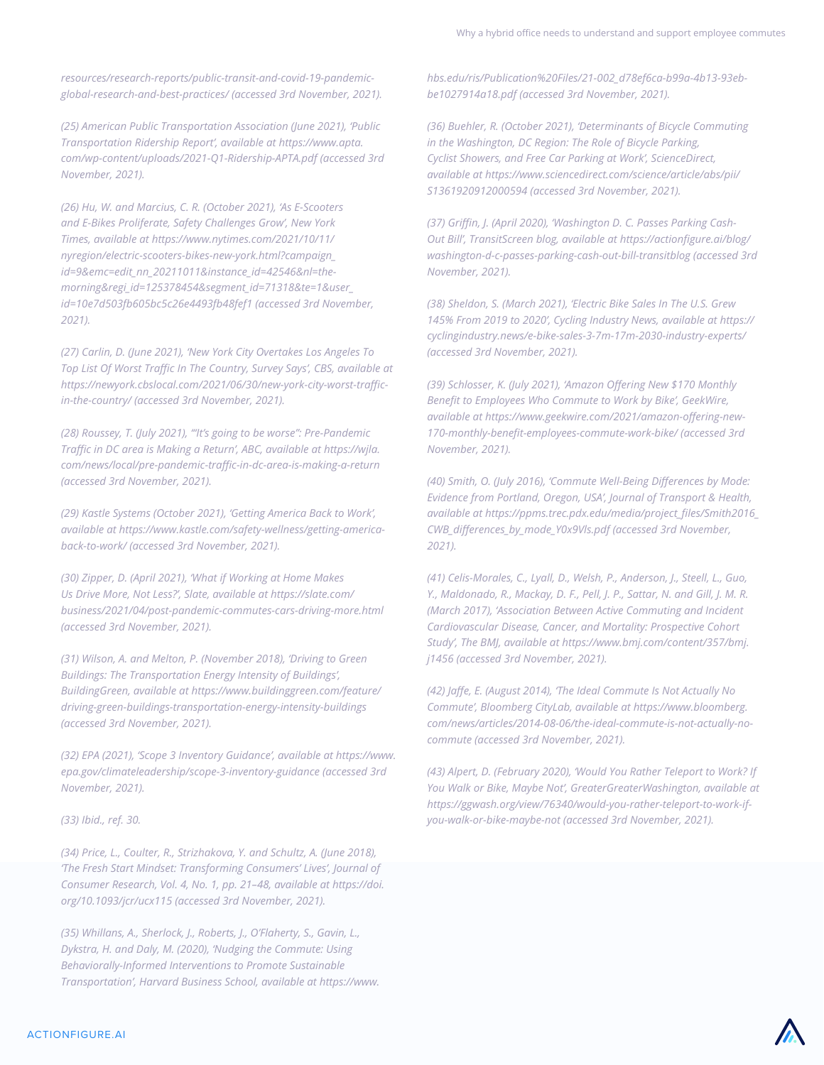*resources/research-reports/public-transit-and-covid-19-pandemic-global-research-and-best-practices/ (accessed 3rd November, 2021).*

*(25) American Public Transportation Association (June 2021), 'Public Transportation Ridership Report', available at https://www.apta.com/wp-content/uploads/2021-Q1-Ridership-APTA.pdf (accessed 3rd November, 2021).*

*(26) Hu, W. and Marcius, C. R. (October 2021), 'As E-Scooters and E-Bikes Proliferate, Safety Challenges Grow', New York Times, available at https://www.nytimes.com/2021/10/11/nyregion/electric-scooters-bikes-new-york.html?campaign_id=9&emc=edit_nn_20211011&instance_id=42546&nl=the-morning&regi_id=125378454&segment_id=71318&te=1&user_id=10e7d503fb605bc5c26e4493fb48fef1 (accessed 3rd November, 2021).*

*(27) Carlin, D. (June 2021), 'New York City Overtakes Los Angeles To Top List Of Worst Traffic In The Country, Survey Says', CBS, available at https://newyork.cbslocal.com/2021/06/30/new-york-city-worst-traffic-in-the-country/ (accessed 3rd November, 2021).*

*(28) Roussey, T. (July 2021), '"It's going to be worse": Pre-Pandemic Traffic in DC area is Making a Return', ABC, available at https://wjla.com/news/local/pre-pandemic-traffic-in-dc-area-is-making-a-return (accessed 3rd November, 2021).*

*(29) Kastle Systems (October 2021), 'Getting America Back to Work', available at https://www.kastle.com/safety-wellness/getting-america-back-to-work/ (accessed 3rd November, 2021).*

*(30) Zipper, D. (April 2021), 'What if Working at Home Makes Us Drive More, Not Less?', Slate, available at https://slate.com/business/2021/04/post-pandemic-commutes-cars-driving-more.html (accessed 3rd November, 2021).*

*(31) Wilson, A. and Melton, P. (November 2018), 'Driving to Green Buildings: The Transportation Energy Intensity of Buildings', BuildingGreen, available at https://www.buildinggreen.com/feature/driving-green-buildings-transportation-energy-intensity-buildings (accessed 3rd November, 2021).*

*(32) EPA (2021), 'Scope 3 Inventory Guidance', available at https://www.epa.gov/climateleadership/scope-3-inventory-guidance (accessed 3rd November, 2021).*

*(33) Ibid., ref. 30.*

*(34) Price, L., Coulter, R., Strizhakova, Y. and Schultz, A. (June 2018), 'The Fresh Start Mindset: Transforming Consumers' Lives', Journal of Consumer Research, Vol. 4, No. 1, pp. 21–48, available at https://doi.org/10.1093/jcr/ucx115 (accessed 3rd November, 2021).*

*(35) Whillans, A., Sherlock, J., Roberts, J., O'Flaherty, S., Gavin, L., Dykstra, H. and Daly, M. (2020), 'Nudging the Commute: Using Behaviorally-Informed Interventions to Promote Sustainable Transportation', Harvard Business School, available at https://www.hbs.edu/ris/Publication%20Files/21-002_d78ef6ca-b99a-4b13-93eb-be1027914a18.pdf (accessed 3rd November, 2021).*

*(36) Buehler, R. (October 2021), 'Determinants of Bicycle Commuting in the Washington, DC Region: The Role of Bicycle Parking, Cyclist Showers, and Free Car Parking at Work', ScienceDirect, available at https://www.sciencedirect.com/science/article/abs/pii/S1361920912000594 (accessed 3rd November, 2021).*

*(37) Griffin, J. (April 2020), 'Washington D. C. Passes Parking Cash-Out Bill', TransitScreen blog, available at https://actionfigure.ai/blog/washington-d-c-passes-parking-cash-out-bill-transitblog (accessed 3rd November, 2021).*

*(38) Sheldon, S. (March 2021), 'Electric Bike Sales In The U.S. Grew 145% From 2019 to 2020', Cycling Industry News, available at https://cyclingindustry.news/e-bike-sales-3-7m-17m-2030-industry-experts/ (accessed 3rd November, 2021).*

*(39) Schlosser, K. (July 2021), 'Amazon Offering New $170 Monthly Benefit to Employees Who Commute to Work by Bike', GeekWire, available at https://www.geekwire.com/2021/amazon-offering-new-170-monthly-benefit-employees-commute-work-bike/ (accessed 3rd November, 2021).*

*(40) Smith, O. (July 2016), 'Commute Well-Being Differences by Mode: Evidence from Portland, Oregon, USA', Journal of Transport & Health, available at https://ppms.trec.pdx.edu/media/project_files/Smith2016_CWB_differences_by_mode_Y0x9Vls.pdf (accessed 3rd November, 2021).*

*(41) Celis-Morales, C., Lyall, D., Welsh, P., Anderson, J., Steell, L., Guo, Y., Maldonado, R., Mackay, D. F., Pell, J. P., Sattar, N. and Gill, J. M. R. (March 2017), 'Association Between Active Commuting and Incident Cardiovascular Disease, Cancer, and Mortality: Prospective Cohort Study', The BMJ, available at https://www.bmj.com/content/357/bmj.j1456 (accessed 3rd November, 2021).*

*(42) Jaffe, E. (August 2014), 'The Ideal Commute Is Not Actually No Commute', Bloomberg CityLab, available at https://www.bloomberg.com/news/articles/2014-08-06/the-ideal-commute-is-not-actually-no-commute (accessed 3rd November, 2021).*

*(43) Alpert, D. (February 2020), 'Would You Rather Teleport to Work? If You Walk or Bike, Maybe Not', GreaterGreaterWashington, available at https://ggwash.org/view/76340/would-you-rather-teleport-to-work-if-you-walk-or-bike-maybe-not (accessed 3rd November, 2021).*